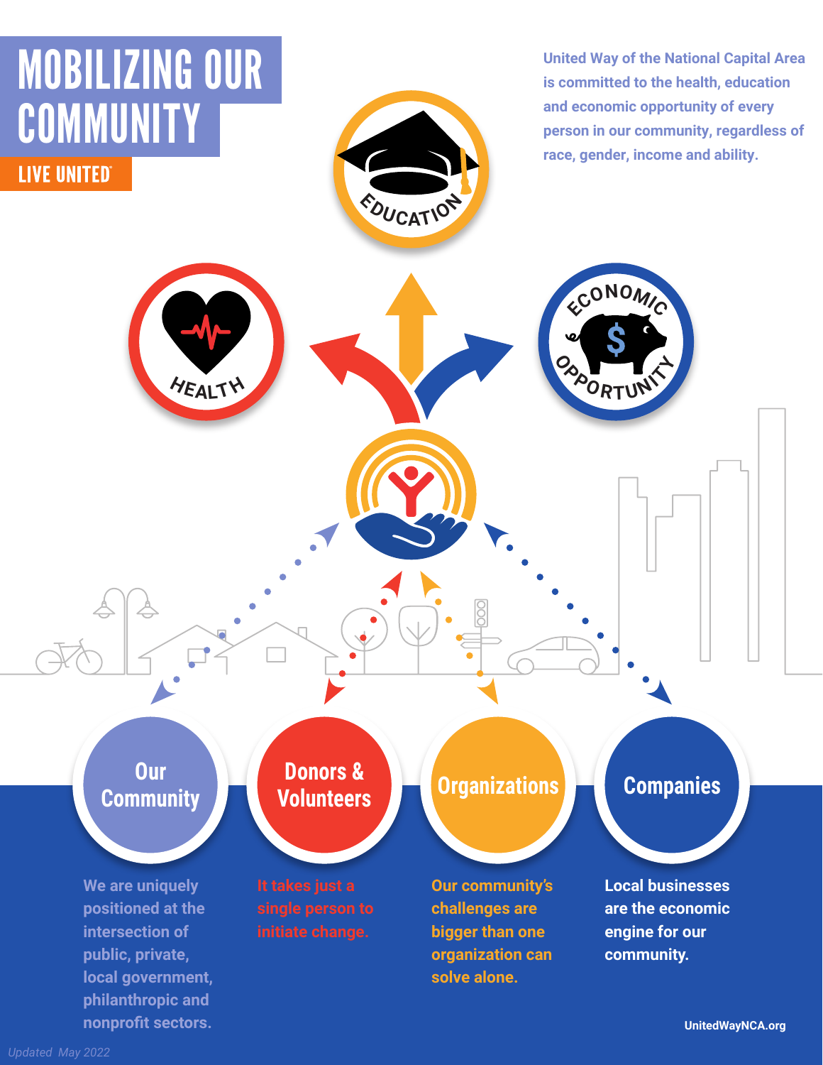# MOBILIZING OUR COMMUNITY

**LIVE UNITED**

United Way of the National Capital Area is committed to the health, education and economic opportunity of every person in our community, regardless of race, gender, income and ability.

EDUCATION

HEALTH

ECONOMIC OPPORTUNITY

## Our Community

We are uniquely positioned at the intersection of public, private, local government, philanthropic and nonprofit sectors.

## Donors & Volunteers

It takes just a single person to initiate change.

## Organizations

Our community's challenges are bigger than one organization can solve alone.

## Companies

Local businesses are the economic engine for our community.

UnitedWayNCA.org

*Updated May 2022*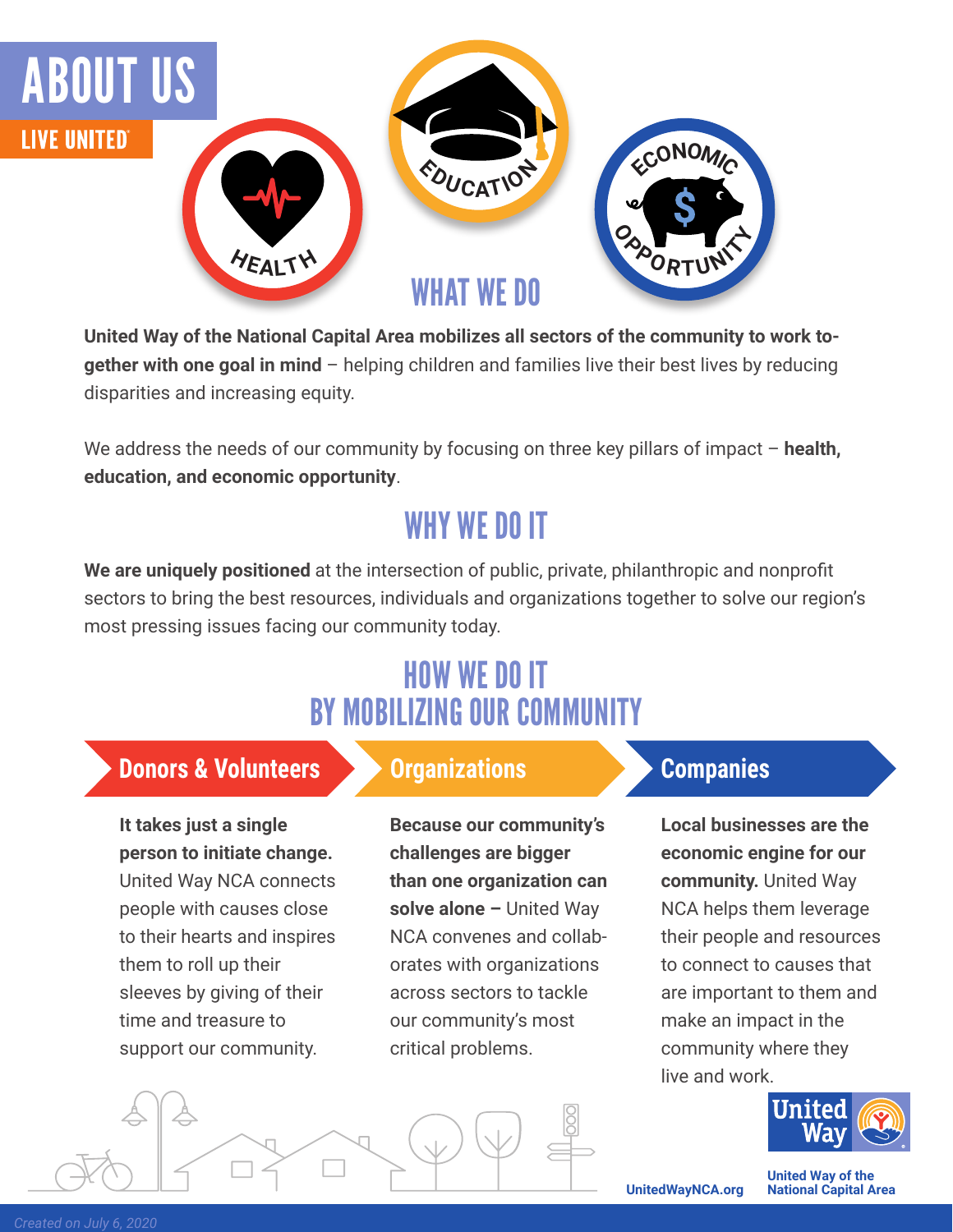# ABOUT US

LIVE UNITED®

HEALTH

EDUCATION

ECONOMIC OPPORTUNITY

## WHAT WE DO

**United Way of the National Capital Area mobilizes all sectors of the community to work together with one goal in mind** – helping children and families live their best lives by reducing disparities and increasing equity.

We address the needs of our community by focusing on three key pillars of impact – **health, education, and economic opportunity**.

## WHY WE DO IT

**We are uniquely positioned** at the intersection of public, private, philanthropic and nonprofit sectors to bring the best resources, individuals and organizations together to solve our region's most pressing issues facing our community today.

## HOW WE DO IT BY MOBILIZING OUR COMMUNITY

### Donors & Volunteers

**It takes just a single person to initiate change.** United Way NCA connects people with causes close to their hearts and inspires them to roll up their sleeves by giving of their time and treasure to support our community.

### Organizations

**Because our community's challenges are bigger than one organization can solve alone –** United Way NCA convenes and collaborates with organizations across sectors to tackle our community's most critical problems.

### Companies

**Local businesses are the economic engine for our community.** United Way NCA helps them leverage their people and resources to connect to causes that are important to them and make an impact in the community where they live and work.

UnitedWayNCA.org

United Way of the National Capital Area

*Created on July 6, 2020*